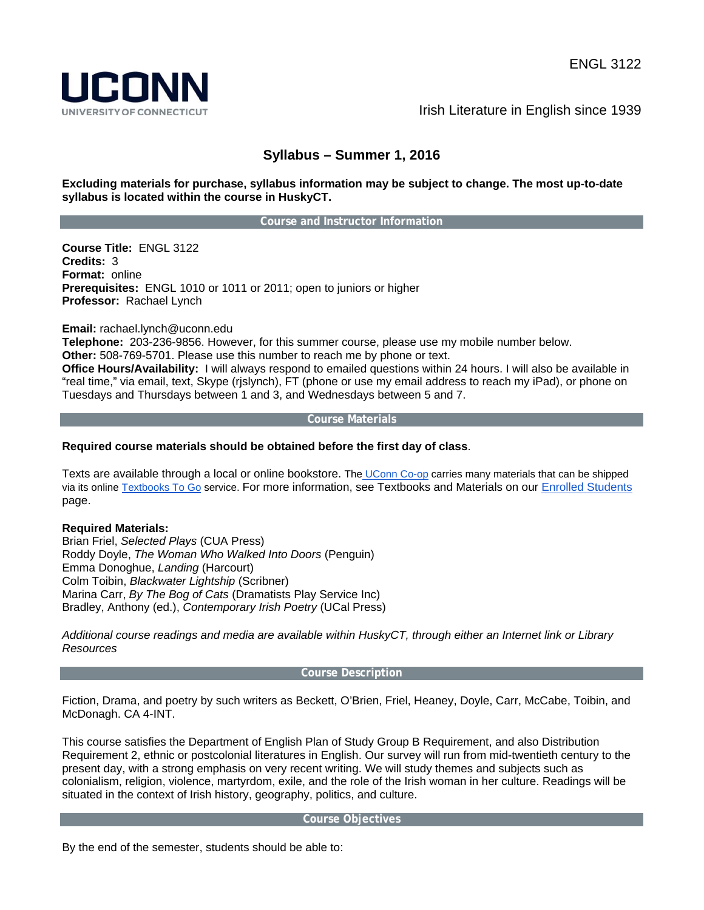UCONN
UNIVERSITY OF CONNECTICUT

ENGL 3122

Irish Literature in English since 1939

# Syllabus – Summer 1, 2016

**Excluding materials for purchase, syllabus information may be subject to change. The most up-to-date syllabus is located within the course in HuskyCT.**

## Course and Instructor Information

**Course Title:** ENGL 3122
**Credits:** 3
**Format:** online
**Prerequisites:** ENGL 1010 or 1011 or 2011; open to juniors or higher
**Professor:** Rachael Lynch

**Email:** rachael.lynch@uconn.edu
**Telephone:** 203-236-9856. However, for this summer course, please use my mobile number below.
**Other:** 508-769-5701. Please use this number to reach me by phone or text.
**Office Hours/Availability:** I will always respond to emailed questions within 24 hours. I will also be available in "real time," via email, text, Skype (rjslynch), FT (phone or use my email address to reach my iPad), or phone on Tuesdays and Thursdays between 1 and 3, and Wednesdays between 5 and 7.

## Course Materials

**Required course materials should be obtained before the first day of class**.

Texts are available through a local or online bookstore. The UConn Co-op carries many materials that can be shipped via its online Textbooks To Go service. For more information, see Textbooks and Materials on our Enrolled Students page.

**Required Materials:**
Brian Friel, *Selected Plays* (CUA Press)
Roddy Doyle, *The Woman Who Walked Into Doors* (Penguin)
Emma Donoghue, *Landing* (Harcourt)
Colm Toibin, *Blackwater Lightship* (Scribner)
Marina Carr, *By The Bog of Cats* (Dramatists Play Service Inc)
Bradley, Anthony (ed.), *Contemporary Irish Poetry* (UCal Press)

*Additional course readings and media are available within HuskyCT, through either an Internet link or Library Resources*

## Course Description

Fiction, Drama, and poetry by such writers as Beckett, O'Brien, Friel, Heaney, Doyle, Carr, McCabe, Toibin, and McDonagh. CA 4-INT.

This course satisfies the Department of English Plan of Study Group B Requirement, and also Distribution Requirement 2, ethnic or postcolonial literatures in English. Our survey will run from mid-twentieth century to the present day, with a strong emphasis on very recent writing. We will study themes and subjects such as colonialism, religion, violence, martyrdom, exile, and the role of the Irish woman in her culture. Readings will be situated in the context of Irish history, geography, politics, and culture.

## Course Objectives

By the end of the semester, students should be able to: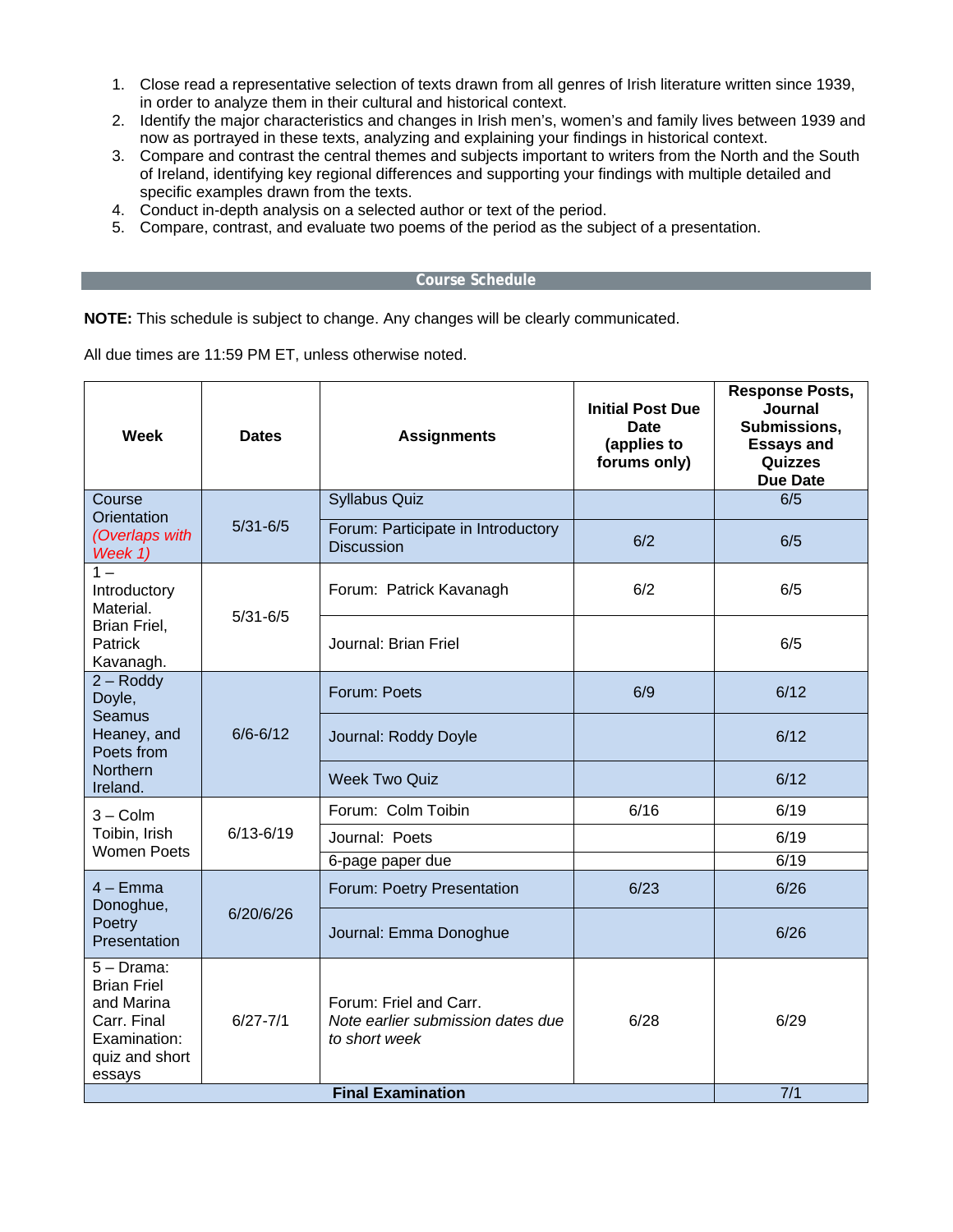1. Close read a representative selection of texts drawn from all genres of Irish literature written since 1939, in order to analyze them in their cultural and historical context.
2. Identify the major characteristics and changes in Irish men's, women's and family lives between 1939 and now as portrayed in these texts, analyzing and explaining your findings in historical context.
3. Compare and contrast the central themes and subjects important to writers from the North and the South of Ireland, identifying key regional differences and supporting your findings with multiple detailed and specific examples drawn from the texts.
4. Conduct in-depth analysis on a selected author or text of the period.
5. Compare, contrast, and evaluate two poems of the period as the subject of a presentation.

## Course Schedule

**NOTE:** This schedule is subject to change. Any changes will be clearly communicated.

All due times are 11:59 PM ET, unless otherwise noted.

| Week | Dates | Assignments | Initial Post Due Date (applies to forums only) | Response Posts, Journal Submissions, Essays and Quizzes Due Date |
|---|---|---|---|---|
| Course Orientation *(Overlaps with Week 1)* | 5/31-6/5 | Syllabus Quiz | | 6/5 |
| | | Forum: Participate in Introductory Discussion | 6/2 | 6/5 |
| 1 – Introductory Material. Brian Friel, Patrick Kavanagh. | 5/31-6/5 | Forum: Patrick Kavanagh | 6/2 | 6/5 |
| | | Journal: Brian Friel | | 6/5 |
| 2 – Roddy Doyle, Seamus Heaney, and Poets from Northern Ireland. | 6/6-6/12 | Forum: Poets | 6/9 | 6/12 |
| | | Journal: Roddy Doyle | | 6/12 |
| | | Week Two Quiz | | 6/12 |
| 3 – Colm Toibin, Irish Women Poets | 6/13-6/19 | Forum: Colm Toibin | 6/16 | 6/19 |
| | | Journal: Poets | | 6/19 |
| | | 6-page paper due | | 6/19 |
| 4 – Emma Donoghue, Poetry Presentation | 6/20/6/26 | Forum: Poetry Presentation | 6/23 | 6/26 |
| | | Journal: Emma Donoghue | | 6/26 |
| 5 – Drama: Brian Friel and Marina Carr. Final Examination: quiz and short essays | 6/27-7/1 | Forum: Friel and Carr. *Note earlier submission dates due to short week* | 6/28 | 6/29 |
| **Final Examination** | | | | 7/1 |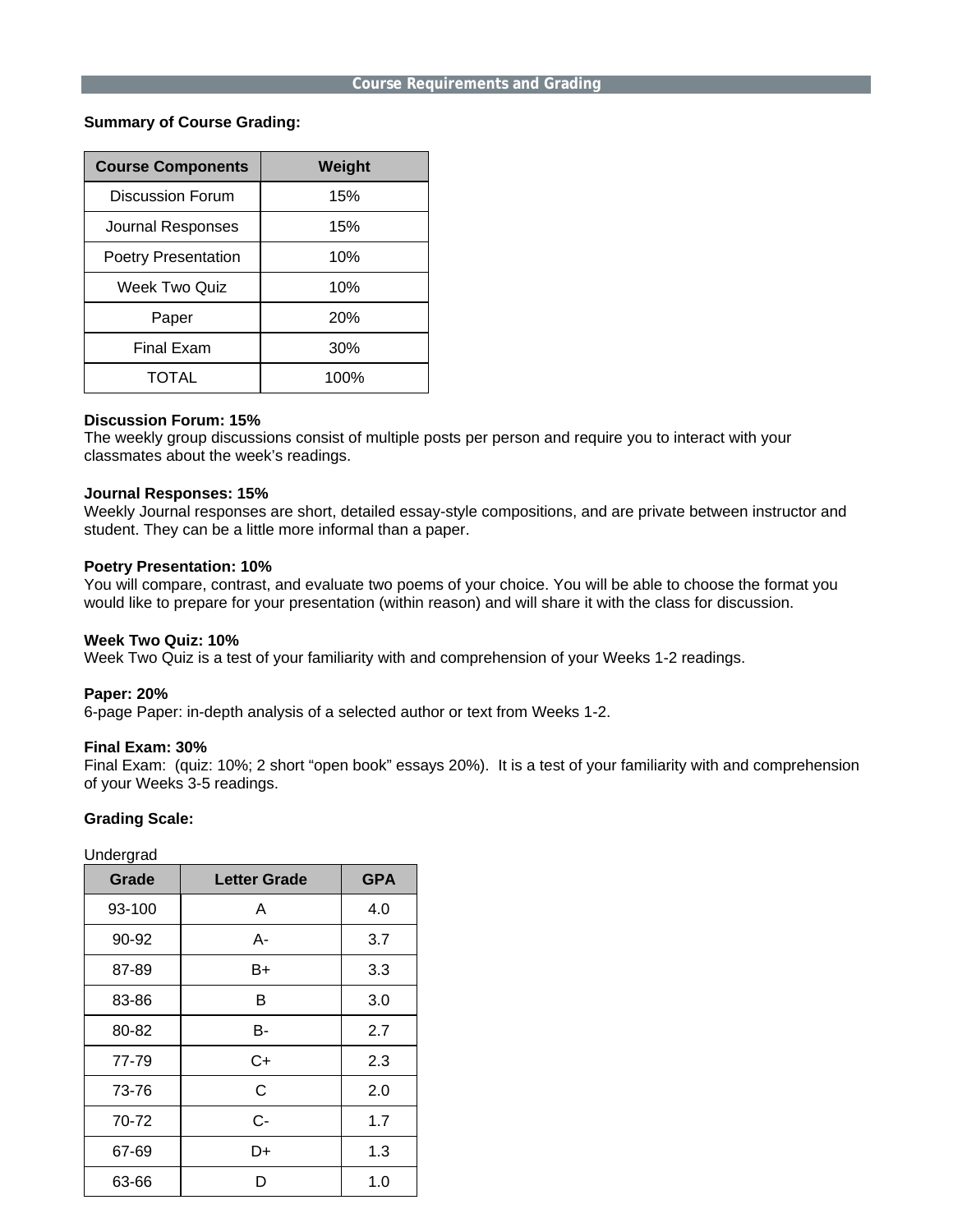## Course Requirements and Grading

**Summary of Course Grading:**

| Course Components | Weight |
|---|---|
| Discussion Forum | 15% |
| Journal Responses | 15% |
| Poetry Presentation | 10% |
| Week Two Quiz | 10% |
| Paper | 20% |
| Final Exam | 30% |
| TOTAL | 100% |

**Discussion Forum: 15%**
The weekly group discussions consist of multiple posts per person and require you to interact with your classmates about the week's readings.

**Journal Responses: 15%**
Weekly Journal responses are short, detailed essay-style compositions, and are private between instructor and student. They can be a little more informal than a paper.

**Poetry Presentation: 10%**
You will compare, contrast, and evaluate two poems of your choice. You will be able to choose the format you would like to prepare for your presentation (within reason) and will share it with the class for discussion.

**Week Two Quiz: 10%**
Week Two Quiz is a test of your familiarity with and comprehension of your Weeks 1-2 readings.

**Paper: 20%**
6-page Paper: in-depth analysis of a selected author or text from Weeks 1-2.

**Final Exam: 30%**
Final Exam: (quiz: 10%; 2 short "open book" essays 20%). It is a test of your familiarity with and comprehension of your Weeks 3-5 readings.

**Grading Scale:**

Undergrad

| Grade | Letter Grade | GPA |
|---|---|---|
| 93-100 | A | 4.0 |
| 90-92 | A- | 3.7 |
| 87-89 | B+ | 3.3 |
| 83-86 | B | 3.0 |
| 80-82 | B- | 2.7 |
| 77-79 | C+ | 2.3 |
| 73-76 | C | 2.0 |
| 70-72 | C- | 1.7 |
| 67-69 | D+ | 1.3 |
| 63-66 | D | 1.0 |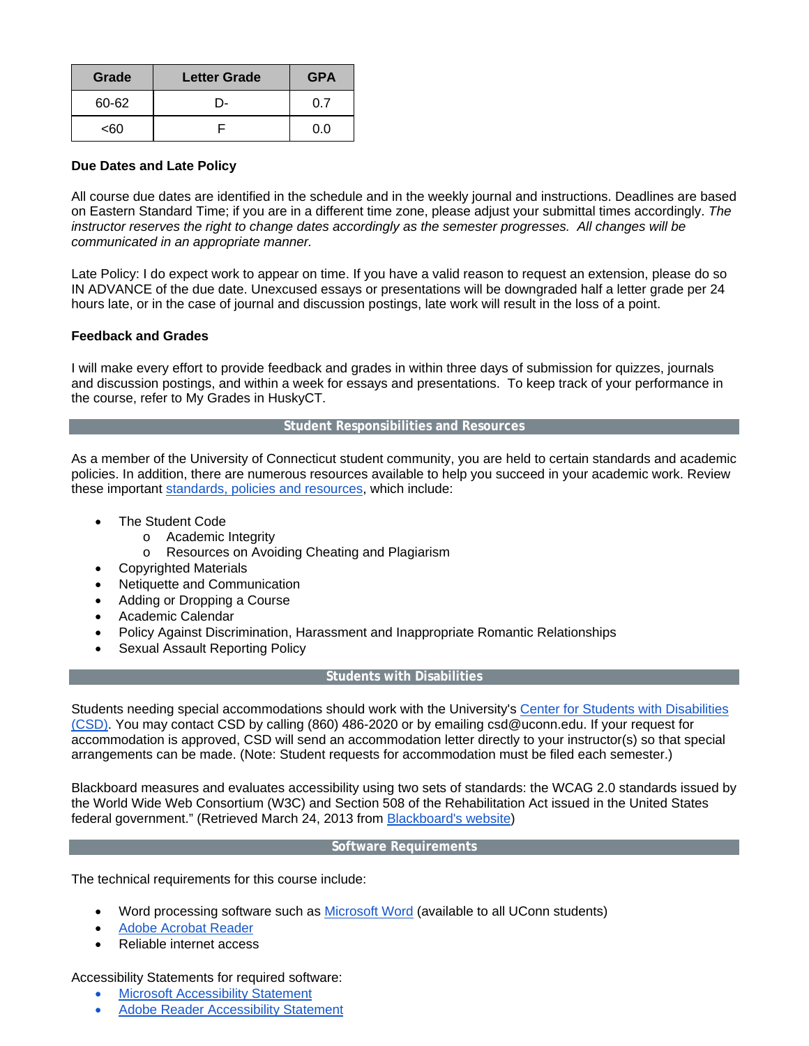| Grade | Letter Grade | GPA |
|---|---|---|
| 60-62 | D- | 0.7 |
| <60 | F | 0.0 |

**Due Dates and Late Policy**

All course due dates are identified in the schedule and in the weekly journal and instructions. Deadlines are based on Eastern Standard Time; if you are in a different time zone, please adjust your submittal times accordingly. *The instructor reserves the right to change dates accordingly as the semester progresses. All changes will be communicated in an appropriate manner.*

Late Policy: I do expect work to appear on time. If you have a valid reason to request an extension, please do so IN ADVANCE of the due date. Unexcused essays or presentations will be downgraded half a letter grade per 24 hours late, or in the case of journal and discussion postings, late work will result in the loss of a point.

**Feedback and Grades**

I will make every effort to provide feedback and grades in within three days of submission for quizzes, journals and discussion postings, and within a week for essays and presentations. To keep track of your performance in the course, refer to My Grades in HuskyCT.

## Student Responsibilities and Resources

As a member of the University of Connecticut student community, you are held to certain standards and academic policies. In addition, there are numerous resources available to help you succeed in your academic work. Review these important [standards, policies and resources](), which include:

- The Student Code
  - Academic Integrity
  - Resources on Avoiding Cheating and Plagiarism
- Copyrighted Materials
- Netiquette and Communication
- Adding or Dropping a Course
- Academic Calendar
- Policy Against Discrimination, Harassment and Inappropriate Romantic Relationships
- Sexual Assault Reporting Policy

## Students with Disabilities

Students needing special accommodations should work with the University's [Center for Students with Disabilities (CSD)](). You may contact CSD by calling (860) 486-2020 or by emailing csd@uconn.edu. If your request for accommodation is approved, CSD will send an accommodation letter directly to your instructor(s) so that special arrangements can be made. (Note: Student requests for accommodation must be filed each semester.)

Blackboard measures and evaluates accessibility using two sets of standards: the WCAG 2.0 standards issued by the World Wide Web Consortium (W3C) and Section 508 of the Rehabilitation Act issued in the United States federal government." (Retrieved March 24, 2013 from [Blackboard's website]())

## Software Requirements

The technical requirements for this course include:

- Word processing software such as [Microsoft Word]() (available to all UConn students)
- [Adobe Acrobat Reader]()
- Reliable internet access

Accessibility Statements for required software:

- [Microsoft Accessibility Statement]()
- [Adobe Reader Accessibility Statement]()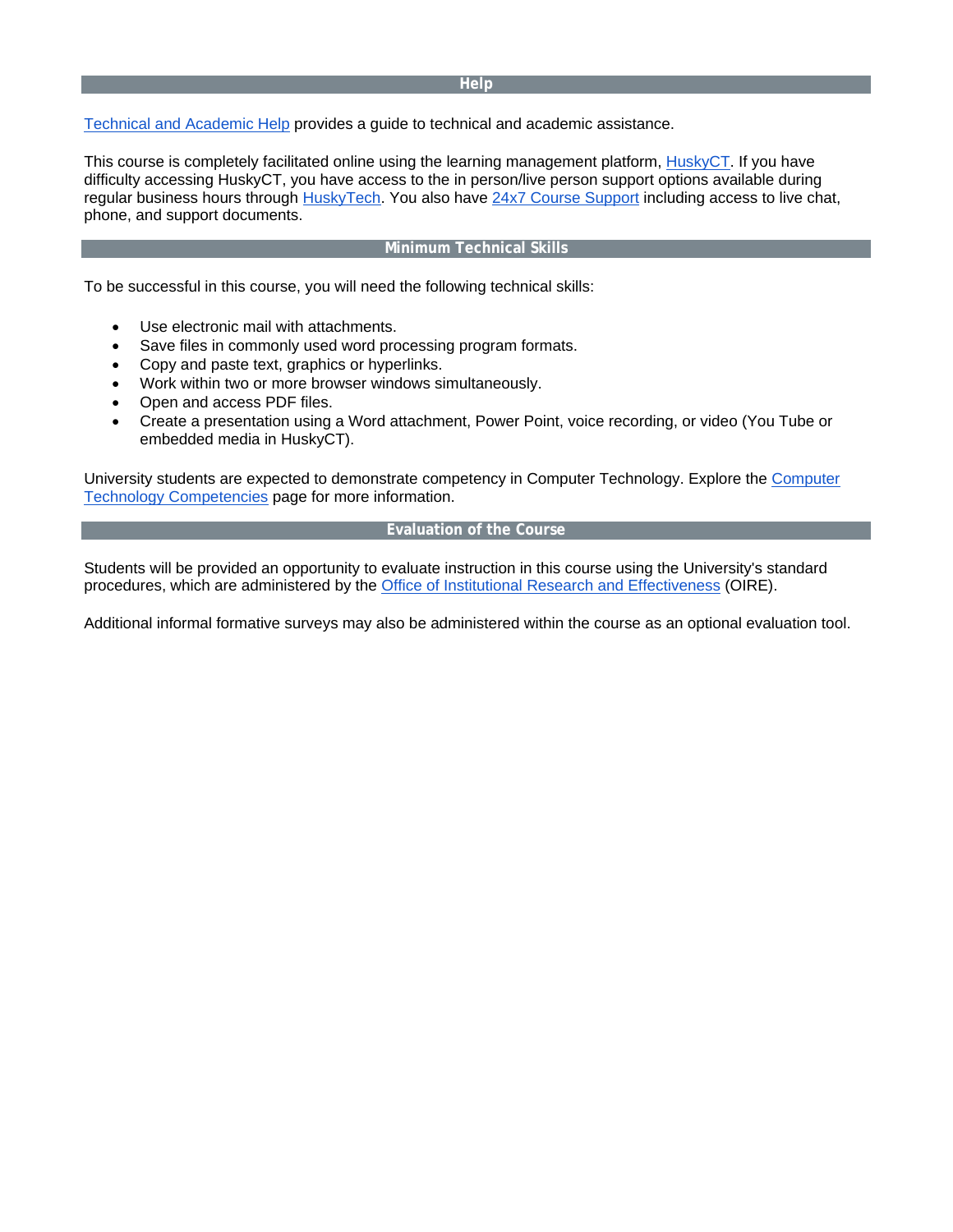## Help

Technical and Academic Help provides a guide to technical and academic assistance.

This course is completely facilitated online using the learning management platform, HuskyCT. If you have difficulty accessing HuskyCT, you have access to the in person/live person support options available during regular business hours through HuskyTech. You also have 24x7 Course Support including access to live chat, phone, and support documents.

## Minimum Technical Skills

To be successful in this course, you will need the following technical skills:

- Use electronic mail with attachments.
- Save files in commonly used word processing program formats.
- Copy and paste text, graphics or hyperlinks.
- Work within two or more browser windows simultaneously.
- Open and access PDF files.
- Create a presentation using a Word attachment, Power Point, voice recording, or video (You Tube or embedded media in HuskyCT).

University students are expected to demonstrate competency in Computer Technology. Explore the Computer Technology Competencies page for more information.

## Evaluation of the Course

Students will be provided an opportunity to evaluate instruction in this course using the University's standard procedures, which are administered by the Office of Institutional Research and Effectiveness (OIRE).

Additional informal formative surveys may also be administered within the course as an optional evaluation tool.